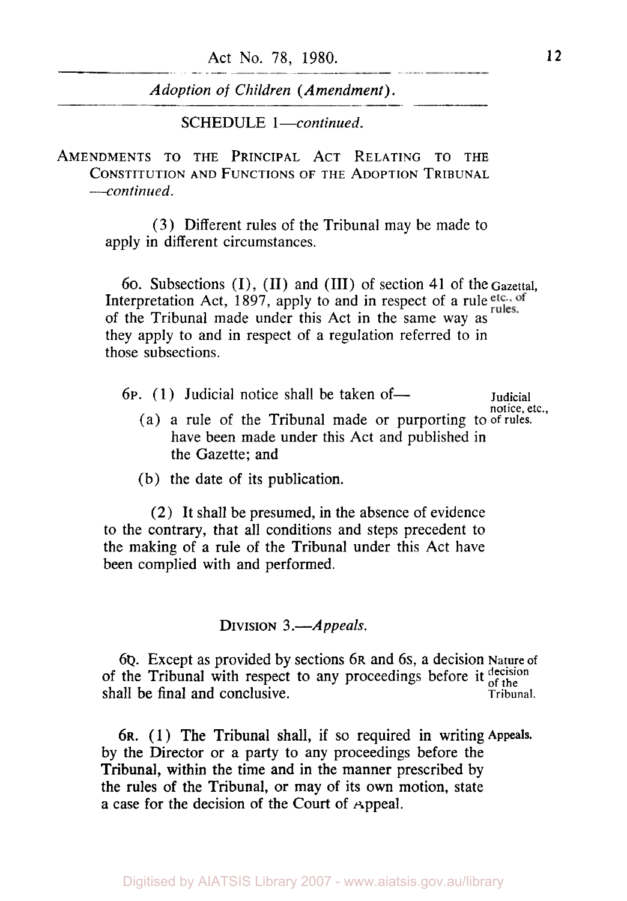SCHEDULE 1—*continued.*

AMENDMENTS TO THE PRINCIPAL ACT RELATING TO THE CONSTITUTION AND FUNCTIONS OF THE ADOPTION TRIBUNAL —*continued.*

(3) Different rules of the Tribunal may be made to apply in different circumstances.

**Gazettal, etc., of rules.**

6O. Subsections (I), (II) and (III) of section 41 of the Interpretation Act, 1897, apply to and in respect of a rule of the Tribunal made under this Act in the same way as they apply to and in respect of a regulation referred to in those subsections.

**Judicial notice, etc., of rules.**

6P. (1) Judicial notice shall be taken of—

(a) a rule of the Tribunal made or purporting to have been made under this Act and published in the Gazette; and

(b) the date of its publication.

(2) It shall be presumed, in the absence of evidence to the contrary, that all conditions and steps precedent to the making of a rule of the Tribunal under this Act have been complied with and performed.

DIVISION 3.—*Appeals.*

**Nature of decision of the Tribunal.**

6Q. Except as provided by sections 6R and 6S, a decision of the Tribunal with respect to any proceedings before it shall be final and conclusive.

**Appeals.**

6R. (1) The Tribunal shall, if so required in writing by the Director or a party to any proceedings before the Tribunal, within the time and in the manner prescribed by the rules of the Tribunal, or may of its own motion, state a case for the decision of the Court of Appeal.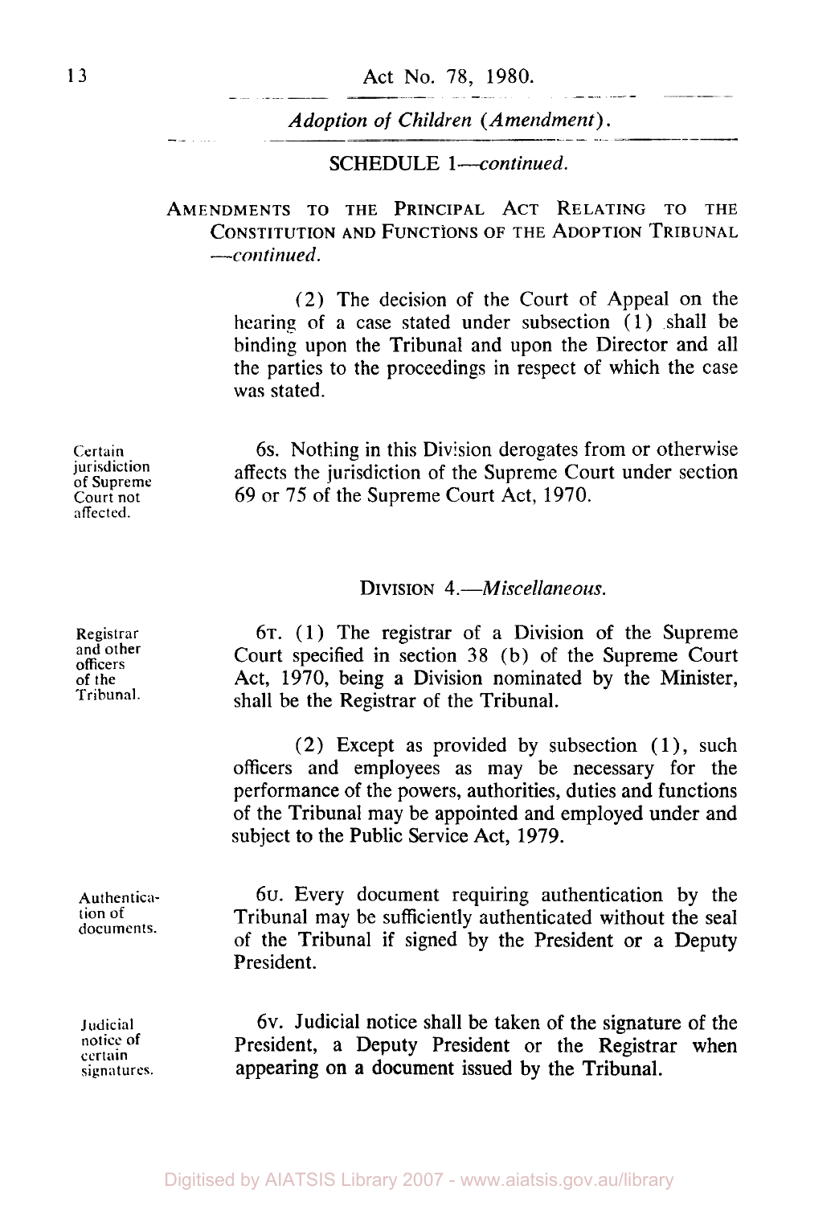SCHEDULE 1—*continued*.

AMENDMENTS TO THE PRINCIPAL ACT RELATING TO THE CONSTITUTION AND FUNCTIONS OF THE ADOPTION TRIBUNAL —*continued*.

(2) The decision of the Court of Appeal on the hearing of a case stated under subsection (1) shall be binding upon the Tribunal and upon the Director and all the parties to the proceedings in respect of which the case was stated.

Certain jurisdiction of Supreme Court not affected.

6S. Nothing in this Division derogates from or otherwise affects the jurisdiction of the Supreme Court under section 69 or 75 of the Supreme Court Act, 1970.

## DIVISION 4.—*Miscellaneous*.

Registrar and other officers of the Tribunal.

6T. (1) The registrar of a Division of the Supreme Court specified in section 38 (b) of the Supreme Court Act, 1970, being a Division nominated by the Minister, shall be the Registrar of the Tribunal.

(2) Except as provided by subsection (1), such officers and employees as may be necessary for the performance of the powers, authorities, duties and functions of the Tribunal may be appointed and employed under and subject to the Public Service Act, 1979.

Authentication of documents.

6U. Every document requiring authentication by the Tribunal may be sufficiently authenticated without the seal of the Tribunal if signed by the President or a Deputy President.

Judicial notice of certain signatures.

6V. Judicial notice shall be taken of the signature of the President, a Deputy President or the Registrar when appearing on a document issued by the Tribunal.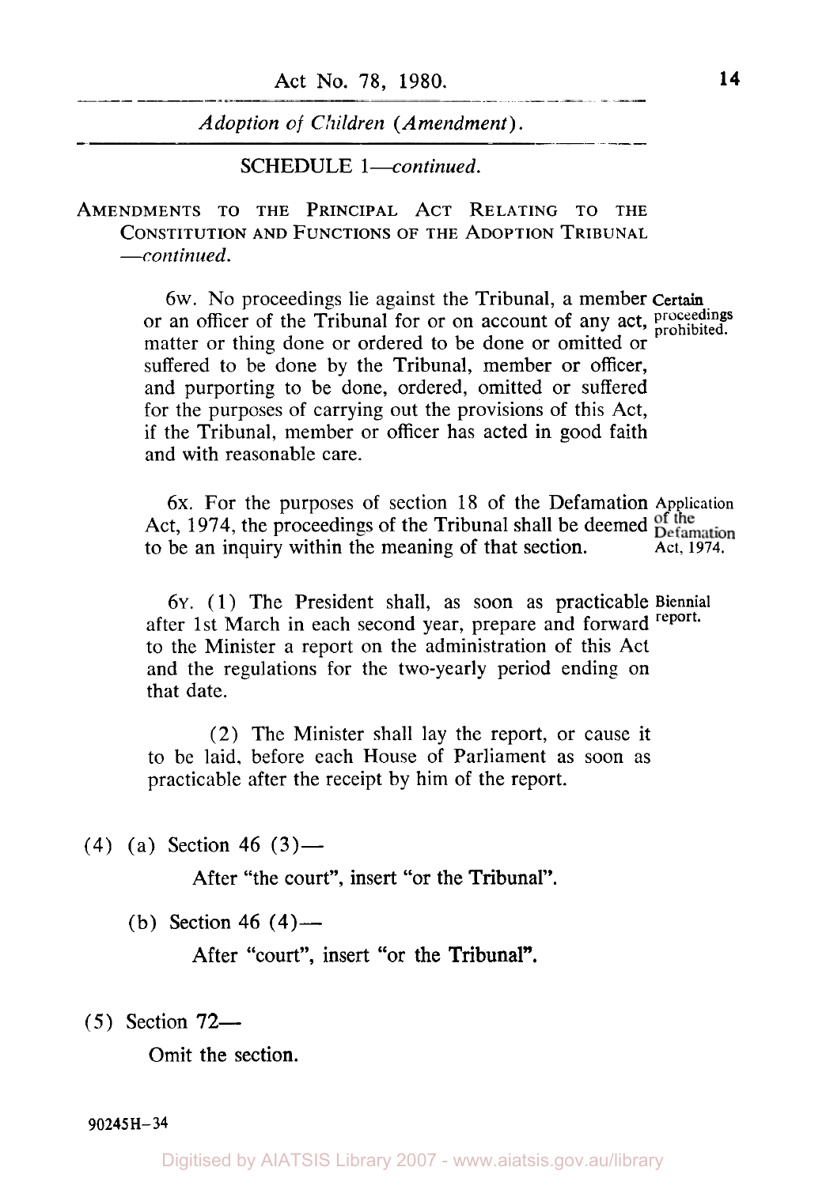SCHEDULE 1—*continued.*

AMENDMENTS TO THE PRINCIPAL ACT RELATING TO THE CONSTITUTION AND FUNCTIONS OF THE ADOPTION TRIBUNAL —*continued.*

**Certain proceedings prohibited.**

6W. No proceedings lie against the Tribunal, a member or an officer of the Tribunal for or on account of any act, matter or thing done or ordered to be done or omitted or suffered to be done by the Tribunal, member or officer, and purporting to be done, ordered, omitted or suffered for the purposes of carrying out the provisions of this Act, if the Tribunal, member or officer has acted in good faith and with reasonable care.

**Application of the Defamation Act, 1974.**

6X. For the purposes of section 18 of the Defamation Act, 1974, the proceedings of the Tribunal shall be deemed to be an inquiry within the meaning of that section.

**Biennial report.**

6Y. (1) The President shall, as soon as practicable after 1st March in each second year, prepare and forward to the Minister a report on the administration of this Act and the regulations for the two-yearly period ending on that date.

(2) The Minister shall lay the report, or cause it to be laid, before each House of Parliament as soon as practicable after the receipt by him of the report.

(4) (a) Section 46 (3)—

After "the court", insert "or the Tribunal".

(b) Section 46 (4)—

After "court", insert "or the Tribunal".

(5) Section 72—

Omit the section.

90245H-34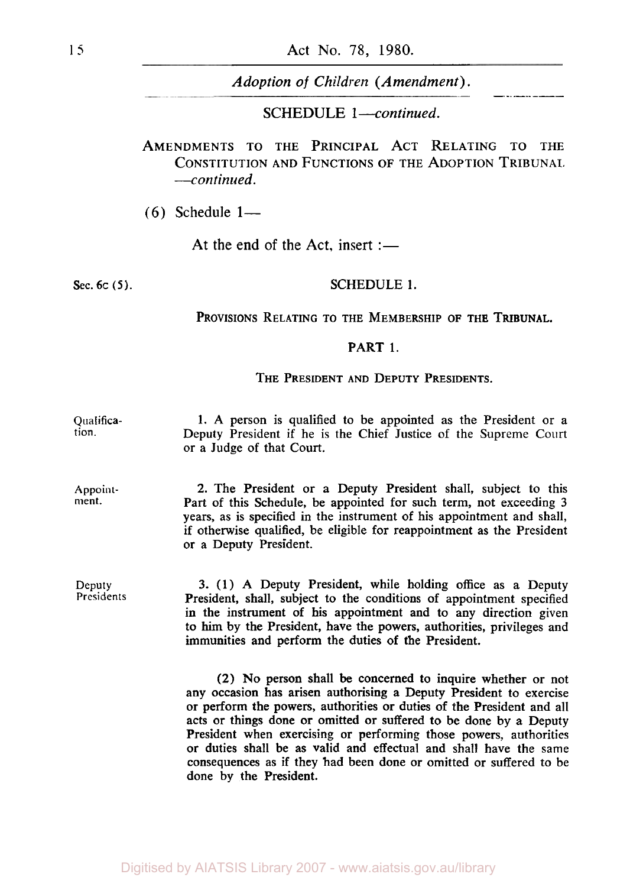SCHEDULE 1—*continued.*

AMENDMENTS TO THE PRINCIPAL ACT RELATING TO THE CONSTITUTION AND FUNCTIONS OF THE ADOPTION TRIBUNAL —*continued.*

(6) Schedule 1—

At the end of the Act, insert :—

Sec. 6c (5).

## SCHEDULE 1.

### PROVISIONS RELATING TO THE MEMBERSHIP OF THE TRIBUNAL.

### PART 1.

#### THE PRESIDENT AND DEPUTY PRESIDENTS.

Qualification.

1. A person is qualified to be appointed as the President or a Deputy President if he is the Chief Justice of the Supreme Court or a Judge of that Court.

Appointment.

2. The President or a Deputy President shall, subject to this Part of this Schedule, be appointed for such term, not exceeding 3 years, as is specified in the instrument of his appointment and shall, if otherwise qualified, be eligible for reappointment as the President or a Deputy President.

Deputy Presidents

3. (1) A Deputy President, while holding office as a Deputy President, shall, subject to the conditions of appointment specified in the instrument of his appointment and to any direction given to him by the President, have the powers, authorities, privileges and immunities and perform the duties of the President.

(2) No person shall be concerned to inquire whether or not any occasion has arisen authorising a Deputy President to exercise or perform the powers, authorities or duties of the President and all acts or things done or omitted or suffered to be done by a Deputy President when exercising or performing those powers, authorities or duties shall be as valid and effectual and shall have the same consequences as if they had been done or omitted or suffered to be done by the President.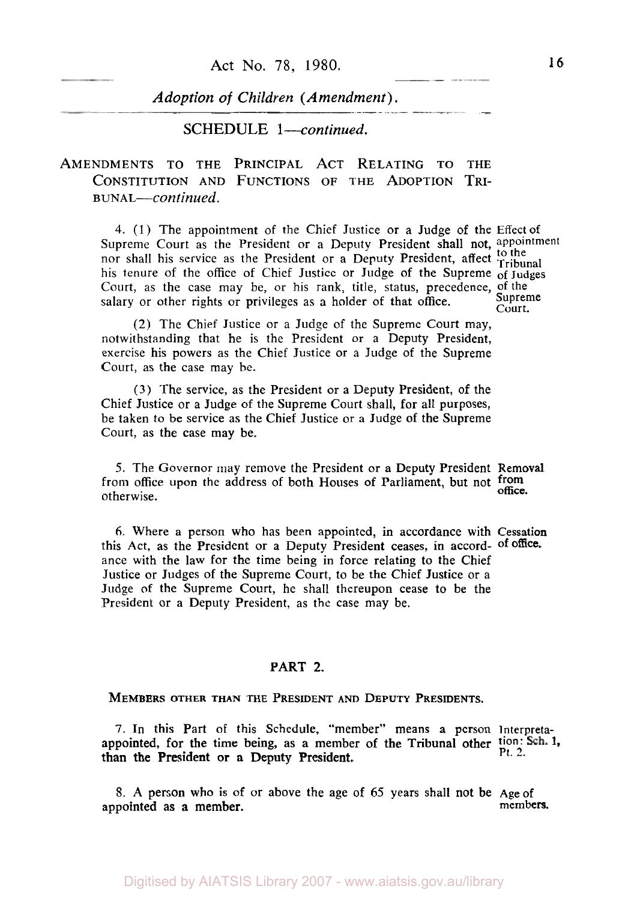SCHEDULE 1—*continued.*

AMENDMENTS TO THE PRINCIPAL ACT RELATING TO THE CONSTITUTION AND FUNCTIONS OF THE ADOPTION TRIBUNAL—*continued.*

4. (1) The appointment of the Chief Justice or a Judge of the Supreme Court as the President or a Deputy President shall not, nor shall his service as the President or a Deputy President, affect his tenure of the office of Chief Justice or Judge of the Supreme Court, as the case may be, or his rank, title, status, precedence, salary or other rights or privileges as a holder of that office.

Effect of appointment to the Tribunal of Judges of the Supreme Court.

(2) The Chief Justice or a Judge of the Supreme Court may, notwithstanding that he is the President or a Deputy President, exercise his powers as the Chief Justice or a Judge of the Supreme Court, as the case may be.

(3) The service, as the President or a Deputy President, of the Chief Justice or a Judge of the Supreme Court shall, for all purposes, be taken to be service as the Chief Justice or a Judge of the Supreme Court, as the case may be.

5. The Governor may remove the President or a Deputy President from office upon the address of both Houses of Parliament, but not otherwise.

Removal from office.

6. Where a person who has been appointed, in accordance with this Act, as the President or a Deputy President ceases, in accordance with the law for the time being in force relating to the Chief Justice or Judges of the Supreme Court, to be the Chief Justice or a Judge of the Supreme Court, he shall thereupon cease to be the President or a Deputy President, as the case may be.

Cessation of office.

## PART 2.

### MEMBERS OTHER THAN THE PRESIDENT AND DEPUTY PRESIDENTS.

7. In this Part of this Schedule, "member" means a person appointed, for the time being, as a member of the Tribunal other than the President or a Deputy President.

Interpretation: Sch. 1, Pt. 2.

8. A person who is of or above the age of 65 years shall not be appointed as a member.

Age of members.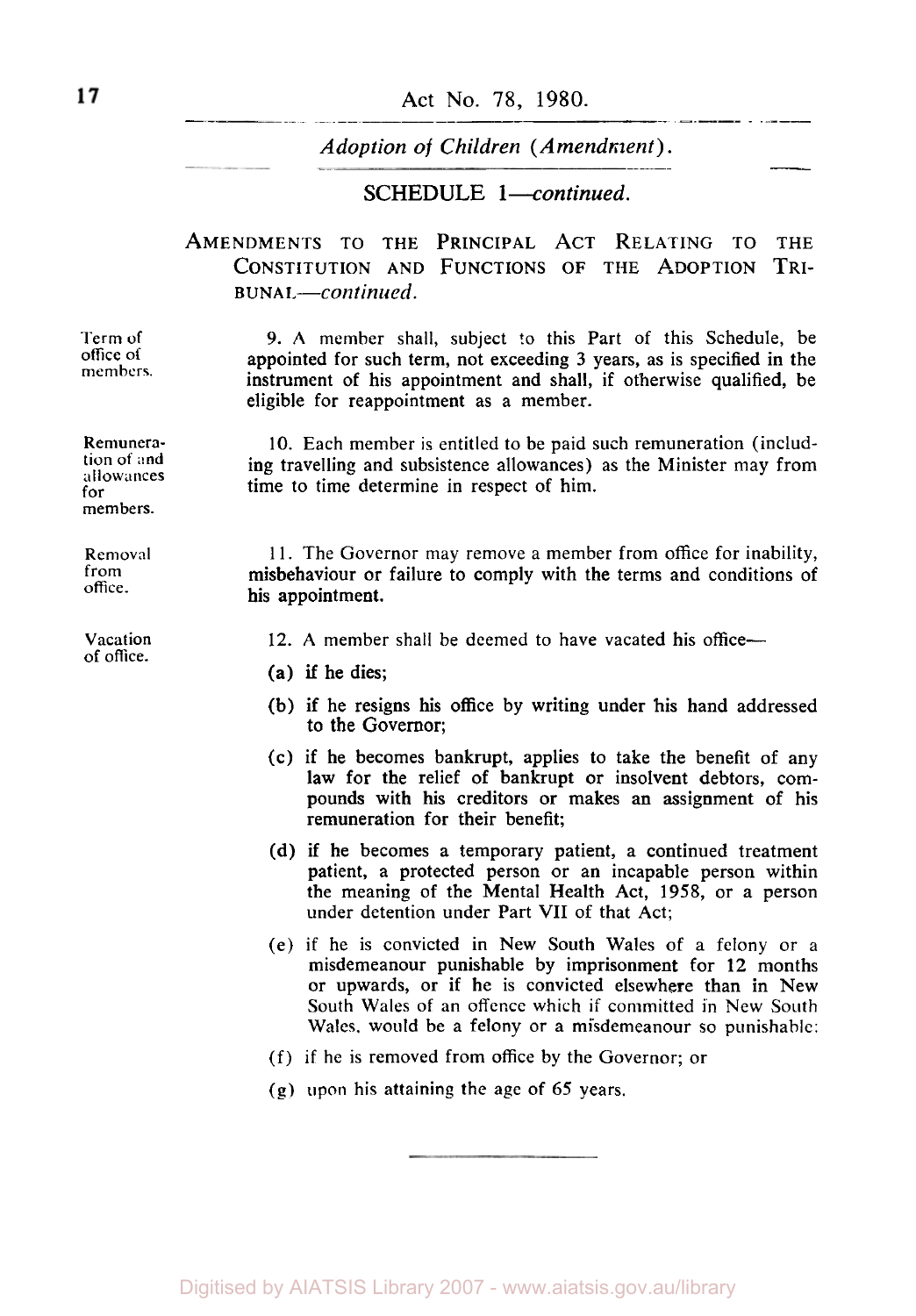## SCHEDULE 1—*continued.*

### AMENDMENTS TO THE PRINCIPAL ACT RELATING TO THE CONSTITUTION AND FUNCTIONS OF THE ADOPTION TRIBUNAL—*continued.*

Term of office of members.

9. A member shall, subject to this Part of this Schedule, be appointed for such term, not exceeding 3 years, as is specified in the instrument of his appointment and shall, if otherwise qualified, be eligible for reappointment as a member.

Remuneration of and allowances for members.

10. Each member is entitled to be paid such remuneration (including travelling and subsistence allowances) as the Minister may from time to time determine in respect of him.

Removal from office.

11. The Governor may remove a member from office for inability, misbehaviour or failure to comply with the terms and conditions of his appointment.

Vacation of office.

12. A member shall be deemed to have vacated his office—

(a) if he dies;

(b) if he resigns his office by writing under his hand addressed to the Governor;

(c) if he becomes bankrupt, applies to take the benefit of any law for the relief of bankrupt or insolvent debtors, compounds with his creditors or makes an assignment of his remuneration for their benefit;

(d) if he becomes a temporary patient, a continued treatment patient, a protected person or an incapable person within the meaning of the Mental Health Act, 1958, or a person under detention under Part VII of that Act;

(e) if he is convicted in New South Wales of a felony or a misdemeanour punishable by imprisonment for 12 months or upwards, or if he is convicted elsewhere than in New South Wales of an offence which if committed in New South Wales, would be a felony or a misdemeanour so punishable;

(f) if he is removed from office by the Governor; or

(g) upon his attaining the age of 65 years.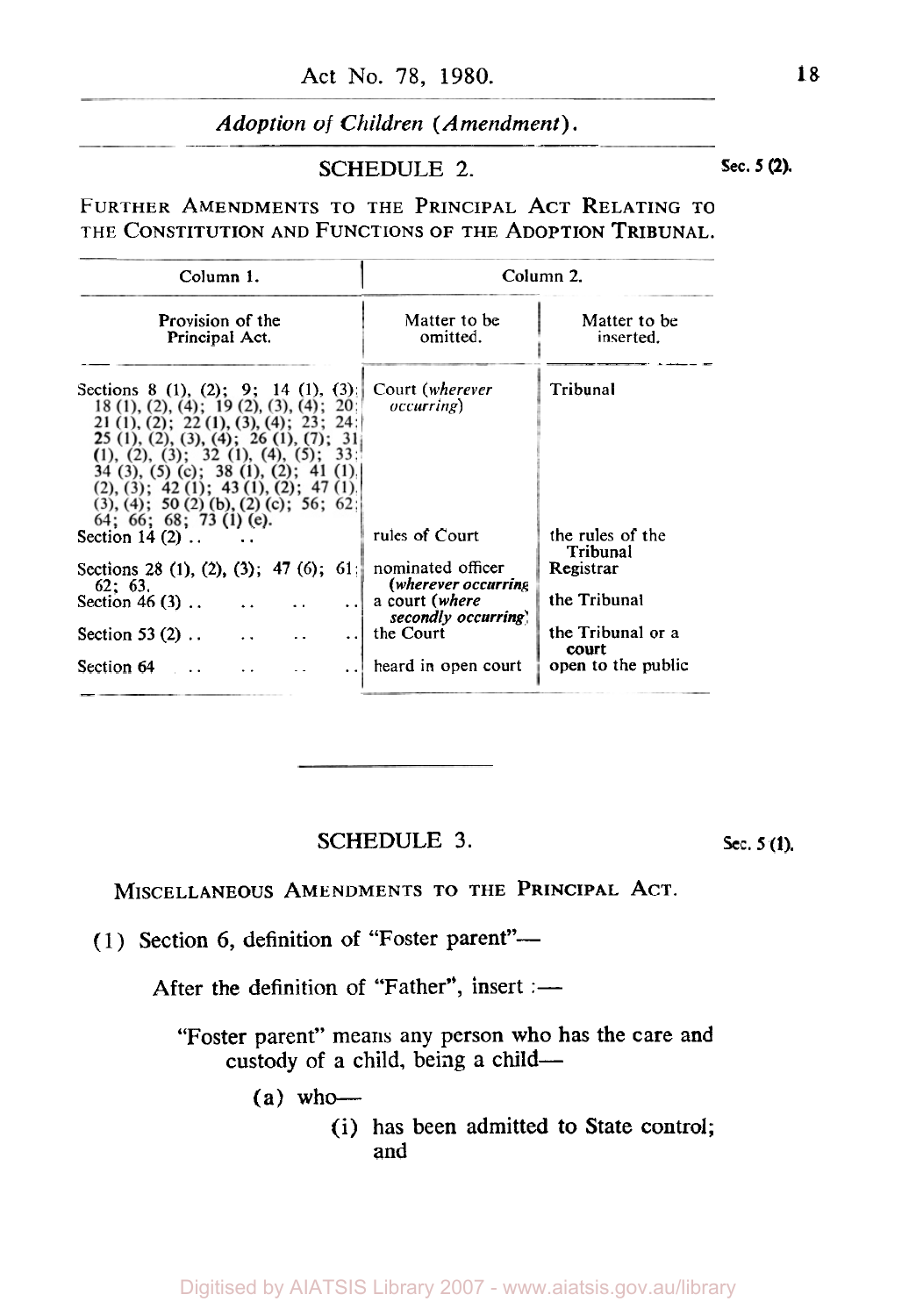## SCHEDULE 2.

Sec. 5 (2).

FURTHER AMENDMENTS TO THE PRINCIPAL ACT RELATING TO THE CONSTITUTION AND FUNCTIONS OF THE ADOPTION TRIBUNAL.

| Column 1. | Column 2. | |
|---|---|---|
| Provision of the Principal Act. | Matter to be omitted. | Matter to be inserted. |
| Sections 8 (1), (2); 9; 14 (1), (3); 18 (1), (2), (4); 19 (2), (3), (4); 20; 21 (1), (2); 22 (1), (3), (4); 23; 24; 25 (1), (2), (3), (4); 26 (1), (7); 31 (1), (2), (3); 32 (1), (4), (5); 33; 34 (3), (5) (c); 38 (1), (2); 41 (1), (2), (3); 42 (1); 43 (1), (2); 47 (1), (3), (4); 50 (2) (b), (2) (c); 56; 62; 64; 66; 68; 73 (1) (e). | Court (*wherever occurring*) | Tribunal |
| Section 14 (2) .. | rules of Court | the rules of the Tribunal |
| Sections 28 (1), (2), (3); 47 (6); 61; 62; 63. | nominated officer (*wherever occurring*) | Registrar |
| Section 46 (3) .. | a court (*where secondly occurring*) | the Tribunal |
| Section 53 (2) .. | the Court | the Tribunal or a court |
| Section 64 .. | heard in open court | open to the public |

## SCHEDULE 3.

Sec. 5 (1).

MISCELLANEOUS AMENDMENTS TO THE PRINCIPAL ACT.

(1) Section 6, definition of "Foster parent"—

After the definition of "Father", insert :—

"Foster parent" means any person who has the care and custody of a child, being a child—

(a) who—

(i) has been admitted to State control; and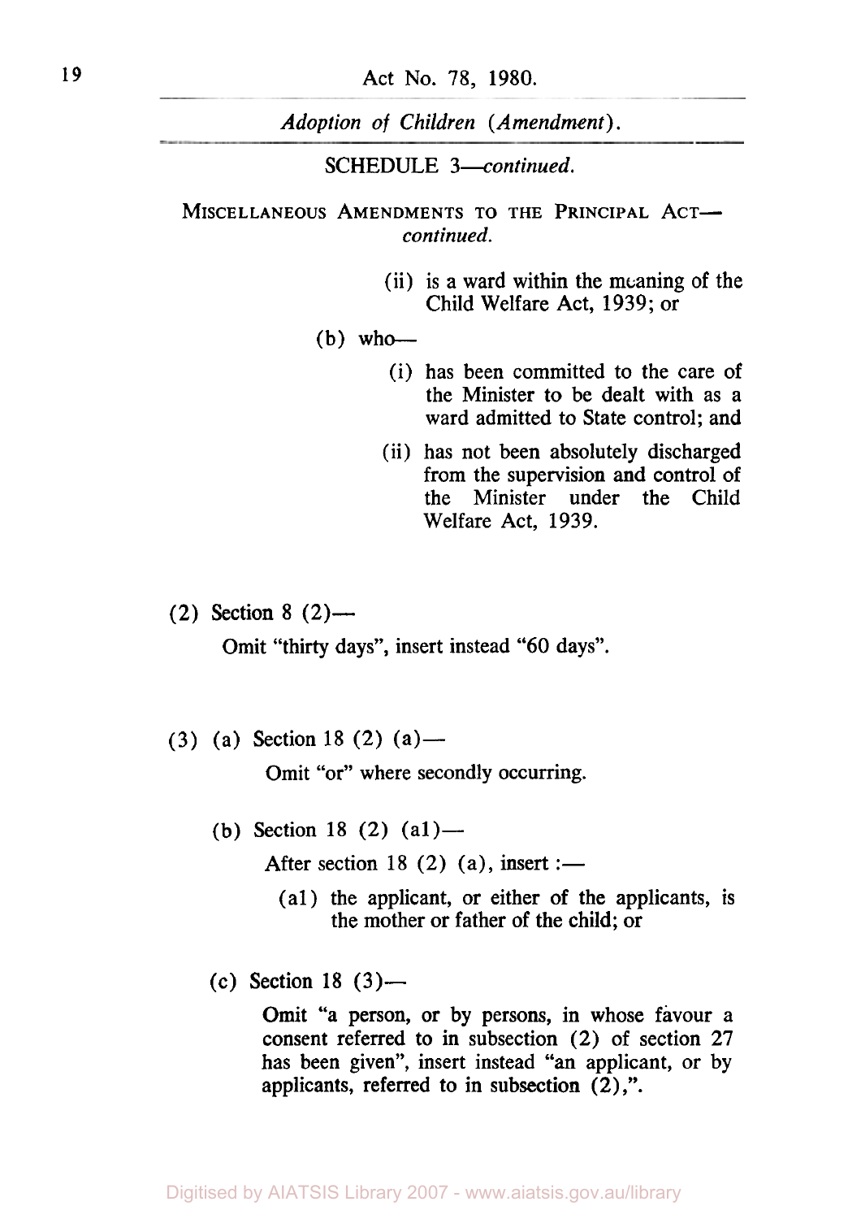SCHEDULE 3—*continued.*

MISCELLANEOUS AMENDMENTS TO THE PRINCIPAL ACT—*continued.*

(ii) is a ward within the meaning of the Child Welfare Act, 1939; or

(b) who—

(i) has been committed to the care of the Minister to be dealt with as a ward admitted to State control; and

(ii) has not been absolutely discharged from the supervision and control of the Minister under the Child Welfare Act, 1939.

(2) Section 8 (2)—

Omit "thirty days", insert instead "60 days".

(3) (a) Section 18 (2) (a)—

Omit "or" where secondly occurring.

(b) Section 18 (2) (a1)—

After section 18 (2) (a), insert :—

(a1) the applicant, or either of the applicants, is the mother or father of the child; or

(c) Section 18 (3)—

Omit "a person, or by persons, in whose favour a consent referred to in subsection (2) of section 27 has been given", insert instead "an applicant, or by applicants, referred to in subsection (2),".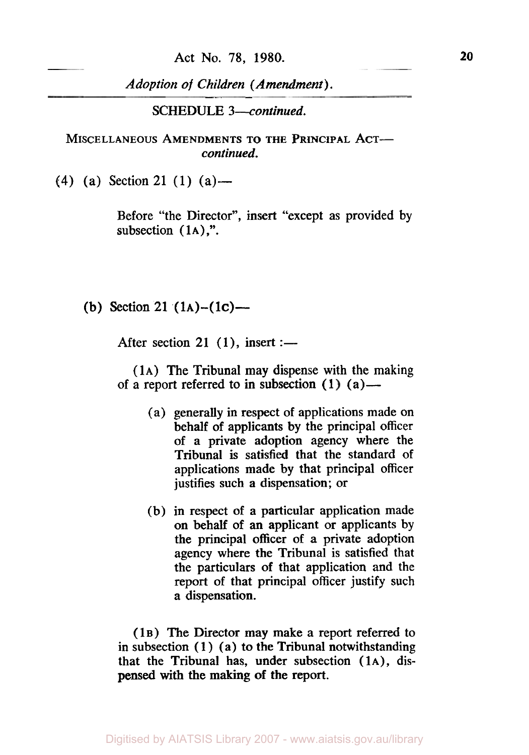SCHEDULE 3—*continued.*

MISCELLANEOUS AMENDMENTS TO THE PRINCIPAL ACT—*continued.*

(4) (a) Section 21 (1) (a)—

Before "the Director", insert "except as provided by subsection (1A),".

(b) Section 21 (1A)–(1C)—

After section 21 (1), insert :—

(1A) The Tribunal may dispense with the making of a report referred to in subsection (1) (a)—

(a) generally in respect of applications made on behalf of applicants by the principal officer of a private adoption agency where the Tribunal is satisfied that the standard of applications made by that principal officer justifies such a dispensation; or

(b) in respect of a particular application made on behalf of an applicant or applicants by the principal officer of a private adoption agency where the Tribunal is satisfied that the particulars of that application and the report of that principal officer justify such a dispensation.

(1B) The Director may make a report referred to in subsection (1) (a) to the Tribunal notwithstanding that the Tribunal has, under subsection (1A), dispensed with the making of the report.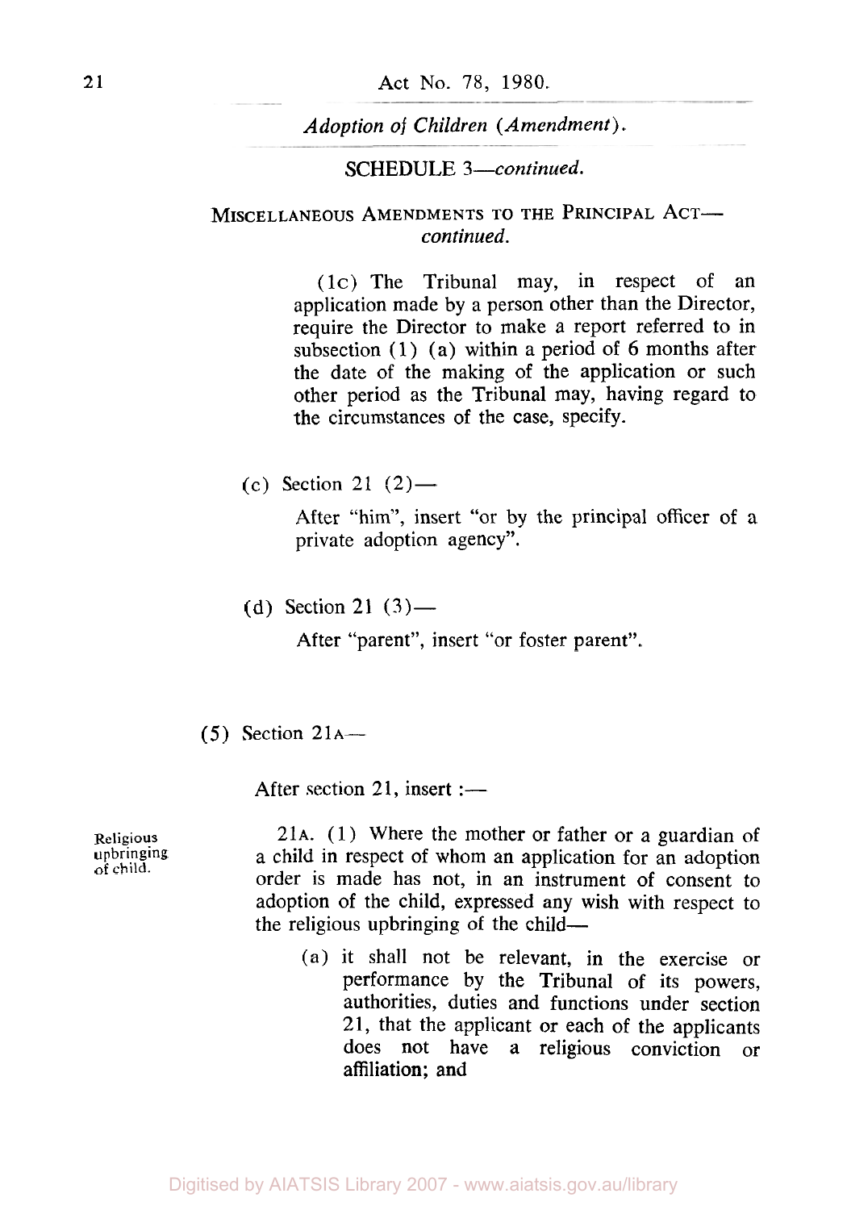SCHEDULE 3—*continued.*

MISCELLANEOUS AMENDMENTS TO THE PRINCIPAL ACT—*continued.*

(1C) The Tribunal may, in respect of an application made by a person other than the Director, require the Director to make a report referred to in subsection (1) (a) within a period of 6 months after the date of the making of the application or such other period as the Tribunal may, having regard to the circumstances of the case, specify.

(c) Section 21 (2)—

After "him", insert "or by the principal officer of a private adoption agency".

(d) Section 21 (3)—

After "parent", insert "or foster parent".

(5) Section 21A—

After section 21, insert :—

Religious upbringing of child.

21A. (1) Where the mother or father or a guardian of a child in respect of whom an application for an adoption order is made has not, in an instrument of consent to adoption of the child, expressed any wish with respect to the religious upbringing of the child—

(a) it shall not be relevant, in the exercise or performance by the Tribunal of its powers, authorities, duties and functions under section 21, that the applicant or each of the applicants does not have a religious conviction or affiliation; and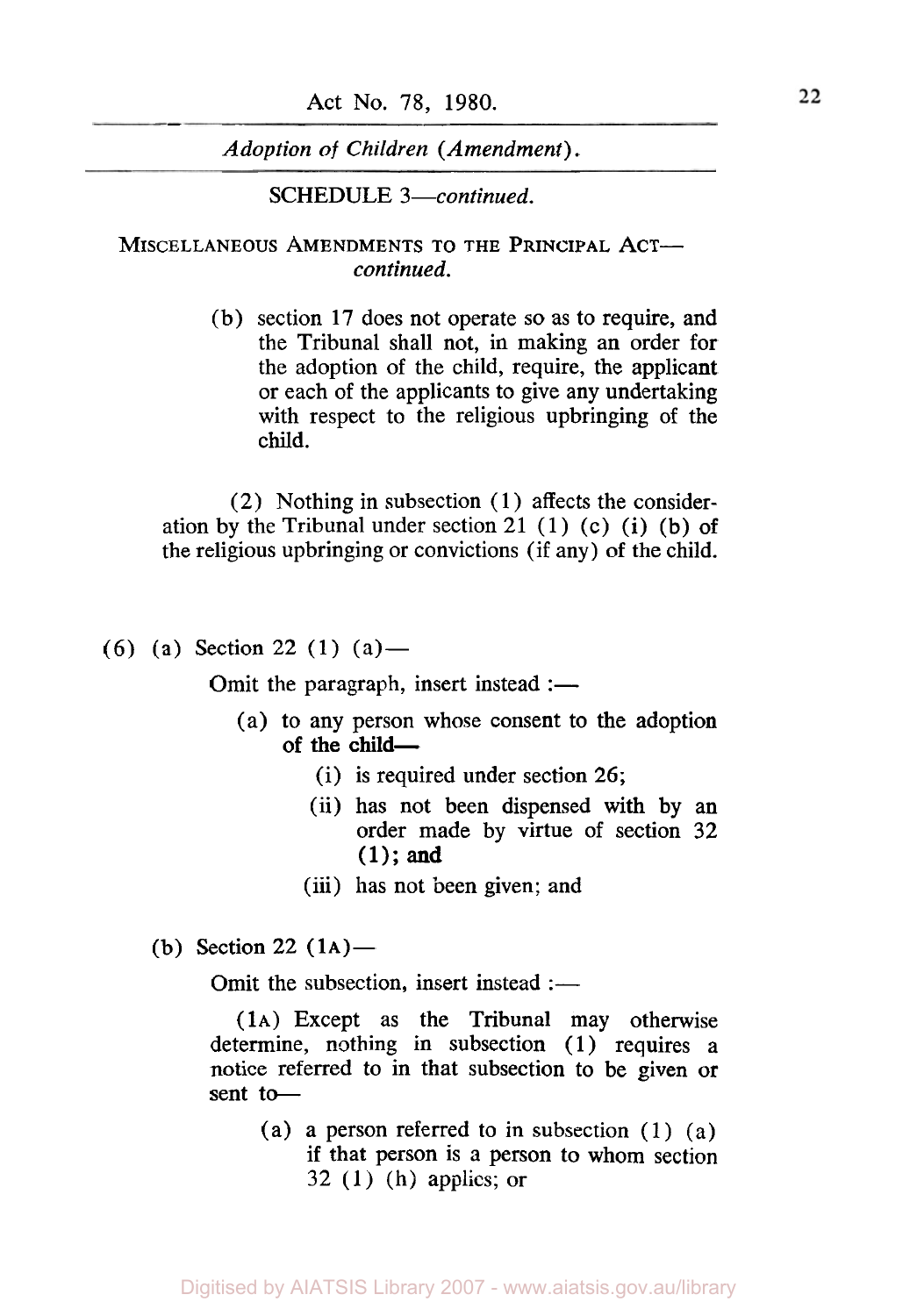SCHEDULE 3—*continued.*

MISCELLANEOUS AMENDMENTS TO THE PRINCIPAL ACT—*continued.*

(b) section 17 does not operate so as to require, and the Tribunal shall not, in making an order for the adoption of the child, require, the applicant or each of the applicants to give any undertaking with respect to the religious upbringing of the child.

(2) Nothing in subsection (1) affects the consideration by the Tribunal under section 21 (1) (c) (i) (b) of the religious upbringing or convictions (if any) of the child.

(6) (a) Section 22 (1) (a)—

Omit the paragraph, insert instead :—

(a) to any person whose consent to the adoption of the child—

(i) is required under section 26;

(ii) has not been dispensed with by an order made by virtue of section 32 (1); and

(iii) has not been given; and

(b) Section 22 (1A)—

Omit the subsection, insert instead :—

(1A) Except as the Tribunal may otherwise determine, nothing in subsection (1) requires a notice referred to in that subsection to be given or sent to—

(a) a person referred to in subsection (1) (a) if that person is a person to whom section 32 (1) (h) applies; or